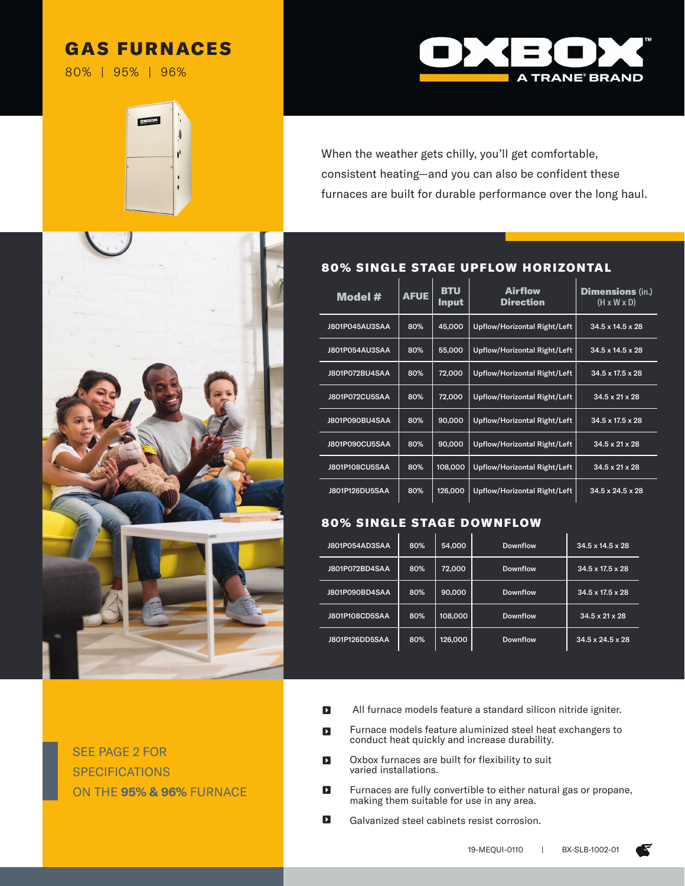# GAS FURNACES

80% | 95% | 96%

OXBOX

A TRANE® BRAND

When the weather gets chilly, you'll get comfortable, consistent heating—and you can also be confident these furnaces are built for durable performance over the long haul.

## 80% SINGLE STAGE UPFLOW HORIZONTAL

| Model # | AFUE | BTU Input | Airflow Direction | Dimensions (in.) (H x W x D) |
|---|---|---|---|---|
| J801P045AU3SAA | 80% | 45,000 | Upflow/Horizontal Right/Left | 34.5 x 14.5 x 28 |
| J801P054AU3SAA | 80% | 55,000 | Upflow/Horizontal Right/Left | 34.5 x 14.5 x 28 |
| J801P072BU4SAA | 80% | 72,000 | Upflow/Horizontal Right/Left | 34.5 x 17.5 x 28 |
| J801P072CU5SAA | 80% | 72,000 | Upflow/Horizontal Right/Left | 34.5 x 21 x 28 |
| J801P090BU4SAA | 80% | 90,000 | Upflow/Horizontal Right/Left | 34.5 x 17.5 x 28 |
| J801P090CU5SAA | 80% | 90,000 | Upflow/Horizontal Right/Left | 34.5 x 21 x 28 |
| J801P108CU5SAA | 80% | 108,000 | Upflow/Horizontal Right/Left | 34.5 x 21 x 28 |
| J801P126DU5SAA | 80% | 126,000 | Upflow/Horizontal Right/Left | 34.5 x 24.5 x 28 |

## 80% SINGLE STAGE DOWNFLOW

| Model # | AFUE | BTU Input | Airflow Direction | Dimensions (in.) (H x W x D) |
|---|---|---|---|---|
| J801P054AD3SAA | 80% | 54,000 | Downflow | 34.5 x 14.5 x 28 |
| J801P072BD4SAA | 80% | 72,000 | Downflow | 34.5 x 17.5 x 28 |
| J801P090BD4SAA | 80% | 90,000 | Downflow | 34.5 x 17.5 x 28 |
| J801P108CD5SAA | 80% | 108,000 | Downflow | 34.5 x 21 x 28 |
| J801P126DD5SAA | 80% | 126,000 | Downflow | 34.5 x 24.5 x 28 |

SEE PAGE 2 FOR SPECIFICATIONS ON THE **95% & 96%** FURNACE

- All furnace models feature a standard silicon nitride igniter.
- Furnace models feature aluminized steel heat exchangers to conduct heat quickly and increase durability.
- Oxbox furnaces are built for flexibility to suit varied installations.
- Furnaces are fully convertible to either natural gas or propane, making them suitable for use in any area.
- Galvanized steel cabinets resist corrosion.

19-MEQUI-0110 | BX-SLB-1002-01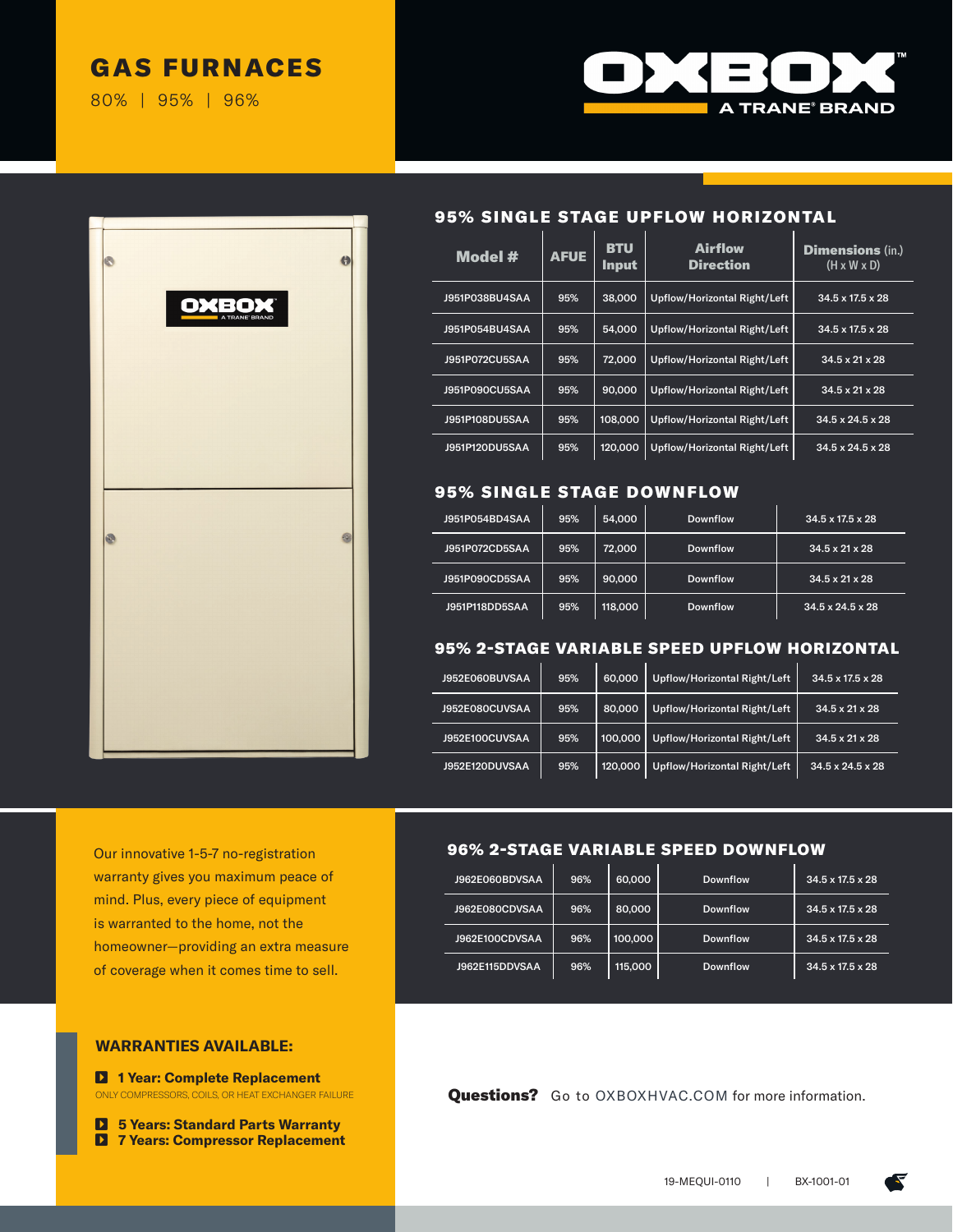# GAS FURNACES

80% | 95% | 96%

OXBOX™ A TRANE® BRAND

## 95% SINGLE STAGE UPFLOW HORIZONTAL

| Model # | AFUE | BTU Input | Airflow Direction | Dimensions (in.) (H x W x D) |
|---|---|---|---|---|
| J951P038BU4SAA | 95% | 38,000 | Upflow/Horizontal Right/Left | 34.5 x 17.5 x 28 |
| J951P054BU4SAA | 95% | 54,000 | Upflow/Horizontal Right/Left | 34.5 x 17.5 x 28 |
| J951P072CU5SAA | 95% | 72,000 | Upflow/Horizontal Right/Left | 34.5 x 21 x 28 |
| J951P090CU5SAA | 95% | 90,000 | Upflow/Horizontal Right/Left | 34.5 x 21 x 28 |
| J951P108DU5SAA | 95% | 108,000 | Upflow/Horizontal Right/Left | 34.5 x 24.5 x 28 |
| J951P120DU5SAA | 95% | 120,000 | Upflow/Horizontal Right/Left | 34.5 x 24.5 x 28 |

## 95% SINGLE STAGE DOWNFLOW

| | | | | |
|---|---|---|---|---|
| J951P054BD4SAA | 95% | 54,000 | Downflow | 34.5 x 17.5 x 28 |
| J951P072CD5SAA | 95% | 72,000 | Downflow | 34.5 x 21 x 28 |
| J951P090CD5SAA | 95% | 90,000 | Downflow | 34.5 x 21 x 28 |
| J951P118DD5SAA | 95% | 118,000 | Downflow | 34.5 x 24.5 x 28 |

## 95% 2-STAGE VARIABLE SPEED UPFLOW HORIZONTAL

| | | | | |
|---|---|---|---|---|
| J952E060BUVSAA | 95% | 60,000 | Upflow/Horizontal Right/Left | 34.5 x 17.5 x 28 |
| J952E080CUVSAA | 95% | 80,000 | Upflow/Horizontal Right/Left | 34.5 x 21 x 28 |
| J952E100CUVSAA | 95% | 100,000 | Upflow/Horizontal Right/Left | 34.5 x 21 x 28 |
| J952E120DUVSAA | 95% | 120,000 | Upflow/Horizontal Right/Left | 34.5 x 24.5 x 28 |

Our innovative 1-5-7 no-registration warranty gives you maximum peace of mind. Plus, every piece of equipment is warranted to the home, not the homeowner—providing an extra measure of coverage when it comes time to sell.

## 96% 2-STAGE VARIABLE SPEED DOWNFLOW

| | | | | |
|---|---|---|---|---|
| J962E060BDVSAA | 96% | 60,000 | Downflow | 34.5 x 17.5 x 28 |
| J962E080CDVSAA | 96% | 80,000 | Downflow | 34.5 x 17.5 x 28 |
| J962E100CDVSAA | 96% | 100,000 | Downflow | 34.5 x 17.5 x 28 |
| J962E115DDVSAA | 96% | 115,000 | Downflow | 34.5 x 17.5 x 28 |

## WARRANTIES AVAILABLE:

- **1 Year: Complete Replacement**
  ONLY COMPRESSORS, COILS, OR HEAT EXCHANGER FAILURE
- **5 Years: Standard Parts Warranty**
- **7 Years: Compressor Replacement**

**Questions?** Go to OXBOXHVAC.COM for more information.

19-MEQUI-0110 | BX-1001-01